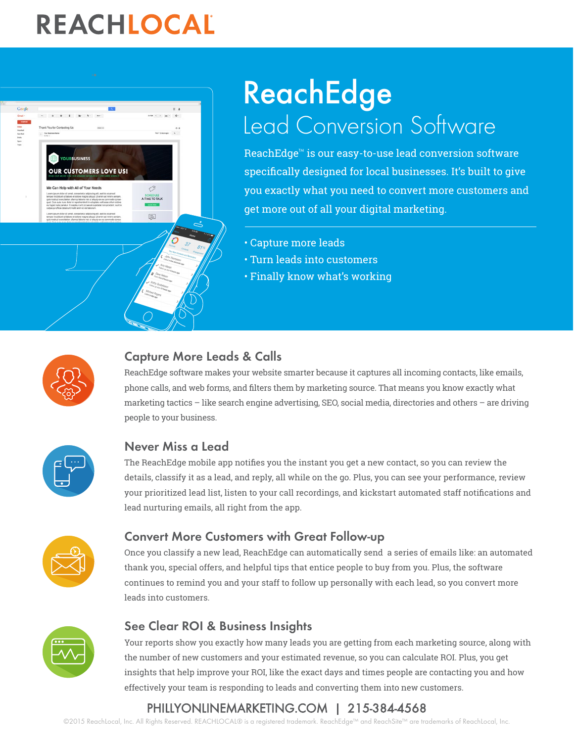# REACHLOCAL

# ReachEdge

## Lead Conversion Software

ReachEdge™ is our easy-to-use lead conversion software specifically designed for local businesses. It's built to give you exactly what you need to convert more customers and get more out of all your digital marketing.

- Capture more leads
- Turn leads into customers
- Finally know what's working

### Capture More Leads & Calls

ReachEdge software makes your website smarter because it captures all incoming contacts, like emails, phone calls, and web forms, and filters them by marketing source. That means you know exactly what marketing tactics – like search engine advertising, SEO, social media, directories and others – are driving people to your business.

### Never Miss a Lead

The ReachEdge mobile app notifies you the instant you get a new contact, so you can review the details, classify it as a lead, and reply, all while on the go. Plus, you can see your performance, review your prioritized lead list, listen to your call recordings, and kickstart automated staff notifications and lead nurturing emails, all right from the app.

### Convert More Customers with Great Follow-up

Once you classify a new lead, ReachEdge can automatically send a series of emails like: an automated thank you, special offers, and helpful tips that entice people to buy from you. Plus, the software continues to remind you and your staff to follow up personally with each lead, so you convert more leads into customers.

### See Clear ROI & Business Insights

Your reports show you exactly how many leads you are getting from each marketing source, along with the number of new customers and your estimated revenue, so you can calculate ROI. Plus, you get insights that help improve your ROI, like the exact days and times people are contacting you and how effectively your team is responding to leads and converting them into new customers.

PHILLYONLINEMARKETING.COM | 215-384-4568

©2015 ReachLocal, Inc. All Rights Reserved. REACHLOCAL® is a registered trademark. ReachEdge™ and ReachSite™ are trademarks of ReachLocal, Inc.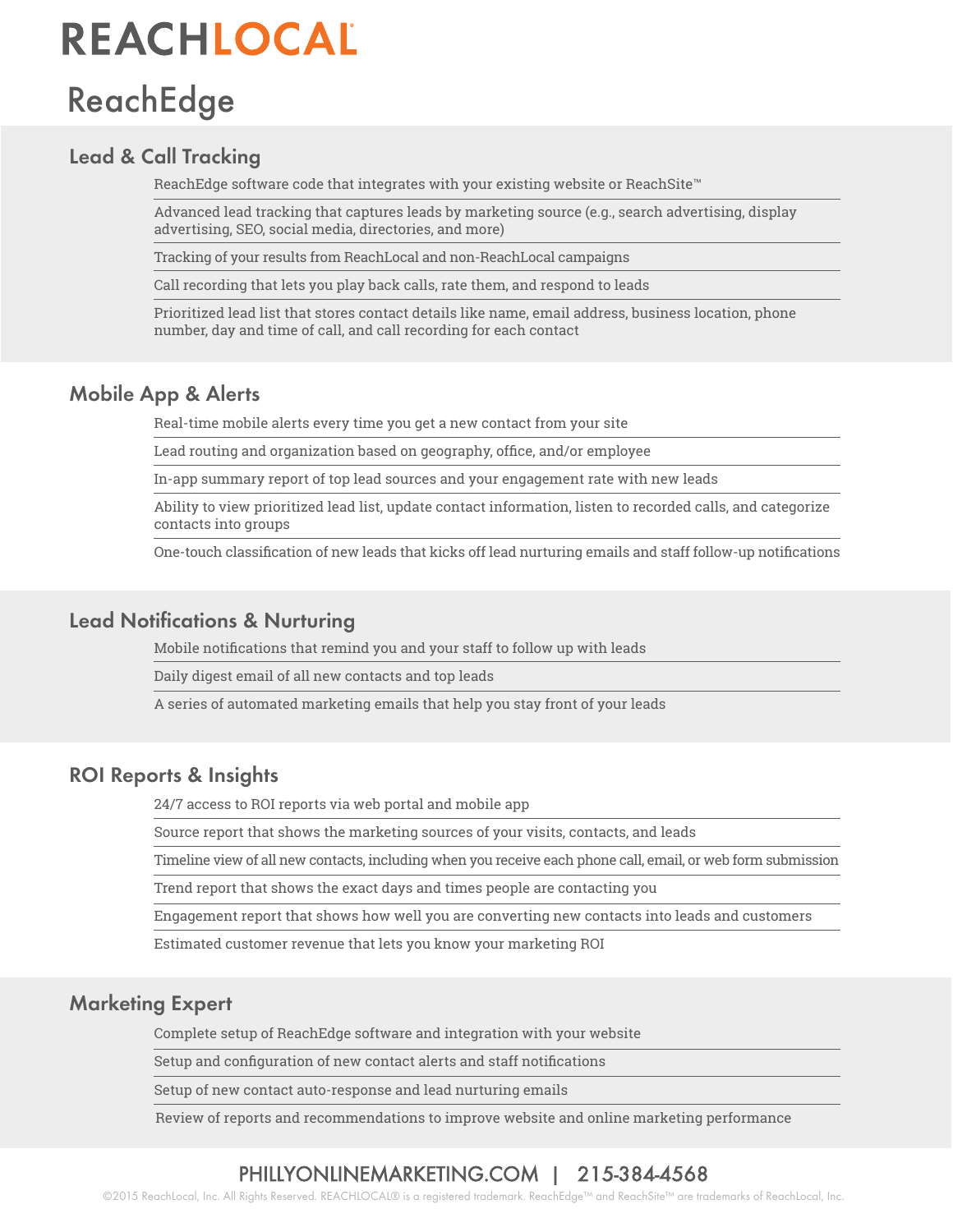# REACHLOCAL

## ReachEdge

### Lead & Call Tracking

- ReachEdge software code that integrates with your existing website or ReachSite™
- Advanced lead tracking that captures leads by marketing source (e.g., search advertising, display advertising, SEO, social media, directories, and more)
- Tracking of your results from ReachLocal and non-ReachLocal campaigns
- Call recording that lets you play back calls, rate them, and respond to leads
- Prioritized lead list that stores contact details like name, email address, business location, phone number, day and time of call, and call recording for each contact

### Mobile App & Alerts

- Real-time mobile alerts every time you get a new contact from your site
- Lead routing and organization based on geography, office, and/or employee
- In-app summary report of top lead sources and your engagement rate with new leads
- Ability to view prioritized lead list, update contact information, listen to recorded calls, and categorize contacts into groups
- One-touch classification of new leads that kicks off lead nurturing emails and staff follow-up notifications

### Lead Notifications & Nurturing

- Mobile notifications that remind you and your staff to follow up with leads
- Daily digest email of all new contacts and top leads
- A series of automated marketing emails that help you stay front of your leads

### ROI Reports & Insights

- 24/7 access to ROI reports via web portal and mobile app
- Source report that shows the marketing sources of your visits, contacts, and leads
- Timeline view of all new contacts, including when you receive each phone call, email, or web form submission
- Trend report that shows the exact days and times people are contacting you
- Engagement report that shows how well you are converting new contacts into leads and customers
- Estimated customer revenue that lets you know your marketing ROI

### Marketing Expert

- Complete setup of ReachEdge software and integration with your website
- Setup and configuration of new contact alerts and staff notifications
- Setup of new contact auto-response and lead nurturing emails
- Review of reports and recommendations to improve website and online marketing performance

PHILLYONLINEMARKETING.COM | 215-384-4568

©2015 ReachLocal, Inc. All Rights Reserved. REACHLOCAL® is a registered trademark. ReachEdge™ and ReachSite™ are trademarks of ReachLocal, Inc.